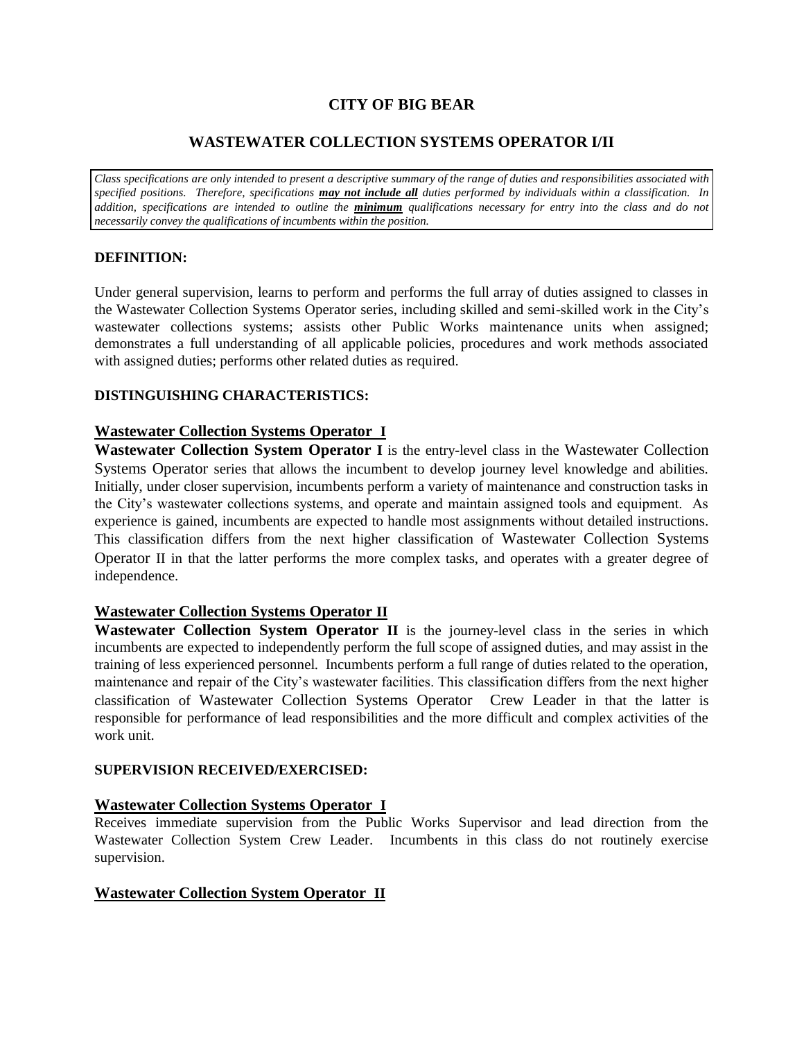# CITY OF BIG BEAR

## WASTEWATER COLLECTION SYSTEMS OPERATOR I/II

*Class specifications are only intended to present a descriptive summary of the range of duties and responsibilities associated with specified positions. Therefore, specifications **may not include all** duties performed by individuals within a classification. In addition, specifications are intended to outline the **minimum** qualifications necessary for entry into the class and do not necessarily convey the qualifications of incumbents within the position.*

### DEFINITION:

Under general supervision, learns to perform and performs the full array of duties assigned to classes in the Wastewater Collection Systems Operator series, including skilled and semi-skilled work in the City's wastewater collections systems; assists other Public Works maintenance units when assigned; demonstrates a full understanding of all applicable policies, procedures and work methods associated with assigned duties; performs other related duties as required.

### DISTINGUISHING CHARACTERISTICS:

**Wastewater Collection Systems Operator I**

**Wastewater Collection System Operator I** is the entry-level class in the Wastewater Collection Systems Operator series that allows the incumbent to develop journey level knowledge and abilities. Initially, under closer supervision, incumbents perform a variety of maintenance and construction tasks in the City's wastewater collections systems, and operate and maintain assigned tools and equipment. As experience is gained, incumbents are expected to handle most assignments without detailed instructions. This classification differs from the next higher classification of Wastewater Collection Systems Operator II in that the latter performs the more complex tasks, and operates with a greater degree of independence.

**Wastewater Collection Systems Operator II**

**Wastewater Collection System Operator II** is the journey-level class in the series in which incumbents are expected to independently perform the full scope of assigned duties, and may assist in the training of less experienced personnel. Incumbents perform a full range of duties related to the operation, maintenance and repair of the City's wastewater facilities. This classification differs from the next higher classification of Wastewater Collection Systems Operator Crew Leader in that the latter is responsible for performance of lead responsibilities and the more difficult and complex activities of the work unit.

### SUPERVISION RECEIVED/EXERCISED:

**Wastewater Collection Systems Operator I**

Receives immediate supervision from the Public Works Supervisor and lead direction from the Wastewater Collection System Crew Leader. Incumbents in this class do not routinely exercise supervision.

**Wastewater Collection System Operator II**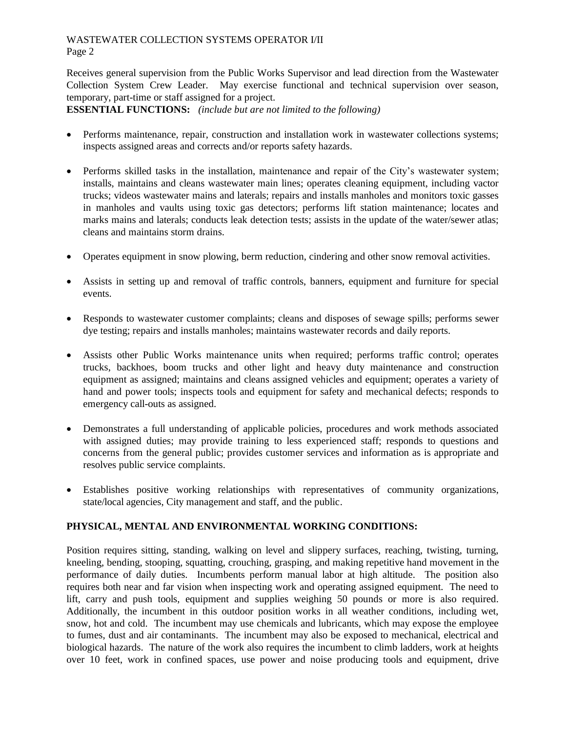Receives general supervision from the Public Works Supervisor and lead direction from the Wastewater Collection System Crew Leader. May exercise functional and technical supervision over season, temporary, part-time or staff assigned for a project.

**ESSENTIAL FUNCTIONS:** *(include but are not limited to the following)*

- Performs maintenance, repair, construction and installation work in wastewater collections systems; inspects assigned areas and corrects and/or reports safety hazards.

- Performs skilled tasks in the installation, maintenance and repair of the City's wastewater system; installs, maintains and cleans wastewater main lines; operates cleaning equipment, including vactor trucks; videos wastewater mains and laterals; repairs and installs manholes and monitors toxic gasses in manholes and vaults using toxic gas detectors; performs lift station maintenance; locates and marks mains and laterals; conducts leak detection tests; assists in the update of the water/sewer atlas; cleans and maintains storm drains.

- Operates equipment in snow plowing, berm reduction, cindering and other snow removal activities.

- Assists in setting up and removal of traffic controls, banners, equipment and furniture for special events.

- Responds to wastewater customer complaints; cleans and disposes of sewage spills; performs sewer dye testing; repairs and installs manholes; maintains wastewater records and daily reports.

- Assists other Public Works maintenance units when required; performs traffic control; operates trucks, backhoes, boom trucks and other light and heavy duty maintenance and construction equipment as assigned; maintains and cleans assigned vehicles and equipment; operates a variety of hand and power tools; inspects tools and equipment for safety and mechanical defects; responds to emergency call-outs as assigned.

- Demonstrates a full understanding of applicable policies, procedures and work methods associated with assigned duties; may provide training to less experienced staff; responds to questions and concerns from the general public; provides customer services and information as is appropriate and resolves public service complaints.

- Establishes positive working relationships with representatives of community organizations, state/local agencies, City management and staff, and the public.

**PHYSICAL, MENTAL AND ENVIRONMENTAL WORKING CONDITIONS:**

Position requires sitting, standing, walking on level and slippery surfaces, reaching, twisting, turning, kneeling, bending, stooping, squatting, crouching, grasping, and making repetitive hand movement in the performance of daily duties. Incumbents perform manual labor at high altitude. The position also requires both near and far vision when inspecting work and operating assigned equipment. The need to lift, carry and push tools, equipment and supplies weighing 50 pounds or more is also required. Additionally, the incumbent in this outdoor position works in all weather conditions, including wet, snow, hot and cold. The incumbent may use chemicals and lubricants, which may expose the employee to fumes, dust and air contaminants. The incumbent may also be exposed to mechanical, electrical and biological hazards. The nature of the work also requires the incumbent to climb ladders, work at heights over 10 feet, work in confined spaces, use power and noise producing tools and equipment, drive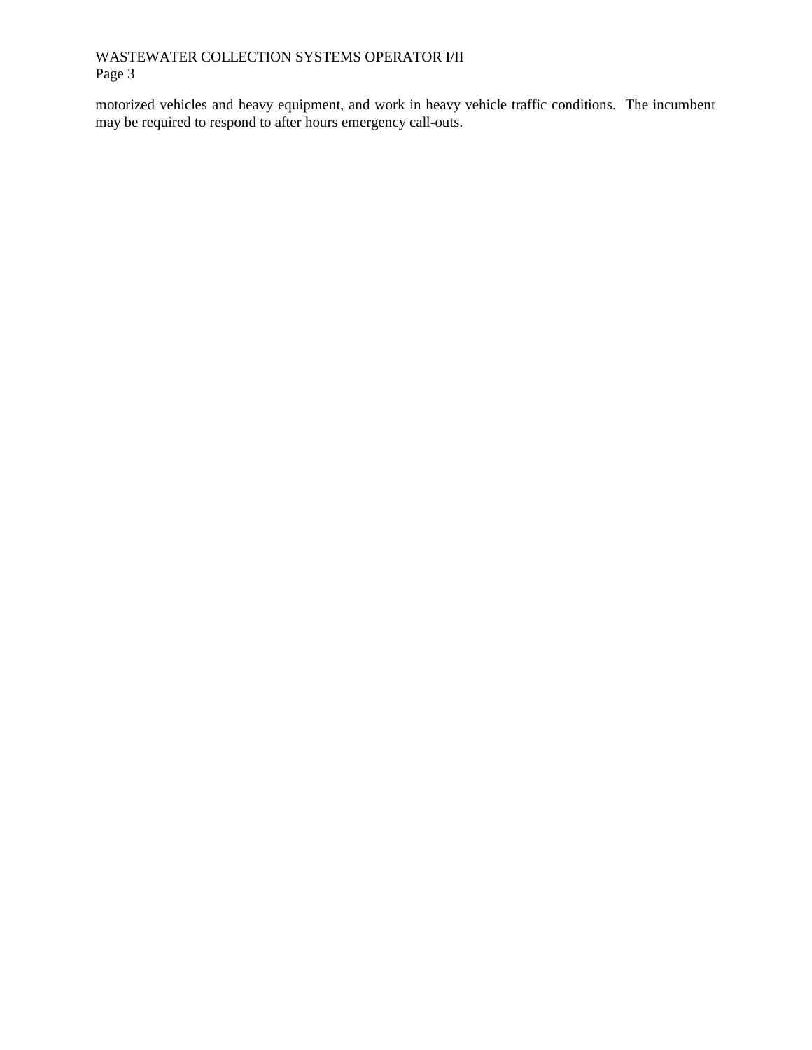motorized vehicles and heavy equipment, and work in heavy vehicle traffic conditions. The incumbent may be required to respond to after hours emergency call-outs.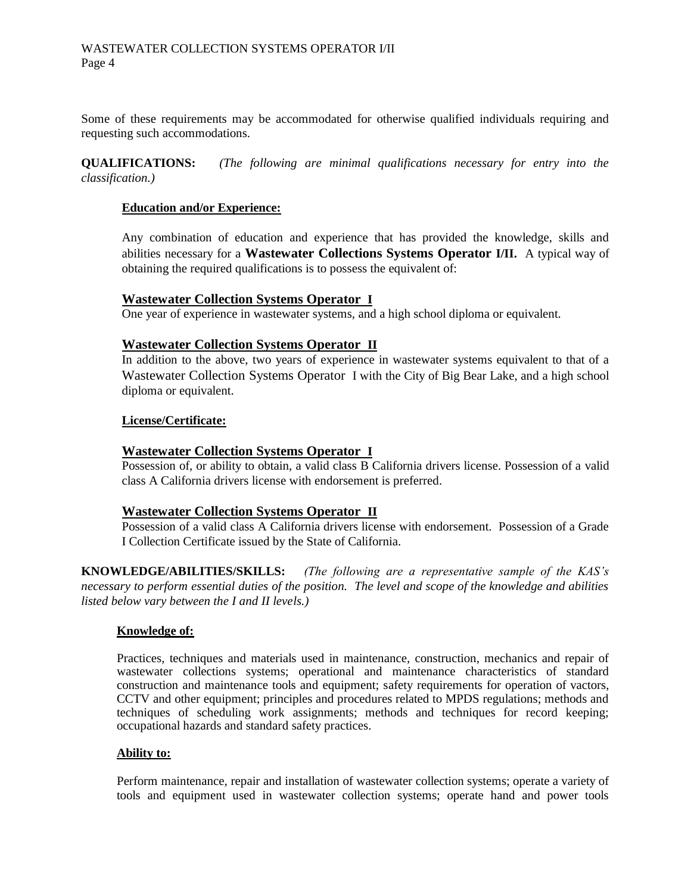Some of these requirements may be accommodated for otherwise qualified individuals requiring and requesting such accommodations.

**QUALIFICATIONS:** *(The following are minimal qualifications necessary for entry into the classification.)*

**Education and/or Experience:**

Any combination of education and experience that has provided the knowledge, skills and abilities necessary for a **Wastewater Collections Systems Operator I/II.** A typical way of obtaining the required qualifications is to possess the equivalent of:

**Wastewater Collection Systems Operator I**

One year of experience in wastewater systems, and a high school diploma or equivalent.

**Wastewater Collection Systems Operator II**

In addition to the above, two years of experience in wastewater systems equivalent to that of a Wastewater Collection Systems Operator I with the City of Big Bear Lake, and a high school diploma or equivalent.

**License/Certificate:**

**Wastewater Collection Systems Operator I**

Possession of, or ability to obtain, a valid class B California drivers license. Possession of a valid class A California drivers license with endorsement is preferred.

**Wastewater Collection Systems Operator II**

Possession of a valid class A California drivers license with endorsement. Possession of a Grade I Collection Certificate issued by the State of California.

**KNOWLEDGE/ABILITIES/SKILLS:** *(The following are a representative sample of the KAS's necessary to perform essential duties of the position. The level and scope of the knowledge and abilities listed below vary between the I and II levels.)*

**Knowledge of:**

Practices, techniques and materials used in maintenance, construction, mechanics and repair of wastewater collections systems; operational and maintenance characteristics of standard construction and maintenance tools and equipment; safety requirements for operation of vactors, CCTV and other equipment; principles and procedures related to MPDS regulations; methods and techniques of scheduling work assignments; methods and techniques for record keeping; occupational hazards and standard safety practices.

**Ability to:**

Perform maintenance, repair and installation of wastewater collection systems; operate a variety of tools and equipment used in wastewater collection systems; operate hand and power tools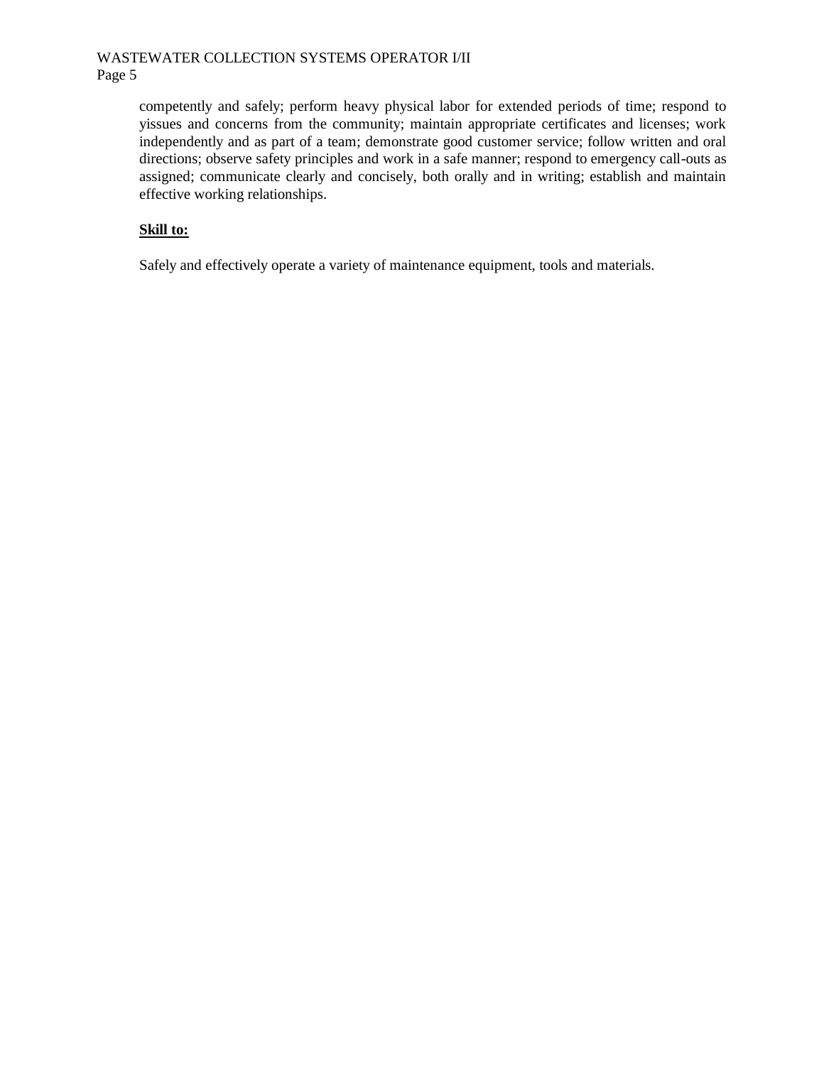competently and safely; perform heavy physical labor for extended periods of time; respond to yissues and concerns from the community; maintain appropriate certificates and licenses; work independently and as part of a team; demonstrate good customer service; follow written and oral directions; observe safety principles and work in a safe manner; respond to emergency call-outs as assigned; communicate clearly and concisely, both orally and in writing; establish and maintain effective working relationships.

**Skill to:**

Safely and effectively operate a variety of maintenance equipment, tools and materials.